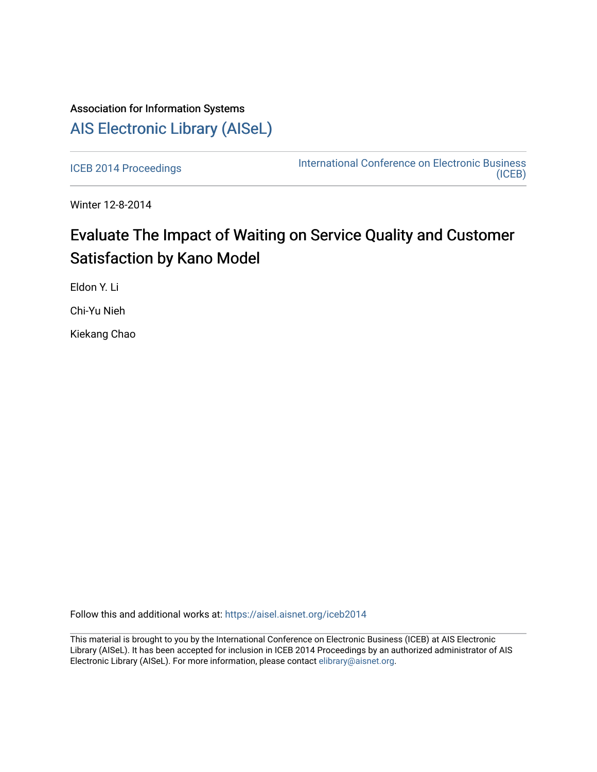Association for Information Systems

# AIS Electronic Library (AISeL)

ICEB 2014 Proceedings

International Conference on Electronic Business (ICEB)

Winter 12-8-2014

# Evaluate The Impact of Waiting on Service Quality and Customer Satisfaction by Kano Model

Eldon Y. Li

Chi-Yu Nieh

Kiekang Chao

Follow this and additional works at: https://aisel.aisnet.org/iceb2014

This material is brought to you by the International Conference on Electronic Business (ICEB) at AIS Electronic Library (AISeL). It has been accepted for inclusion in ICEB 2014 Proceedings by an authorized administrator of AIS Electronic Library (AISeL). For more information, please contact elibrary@aisnet.org.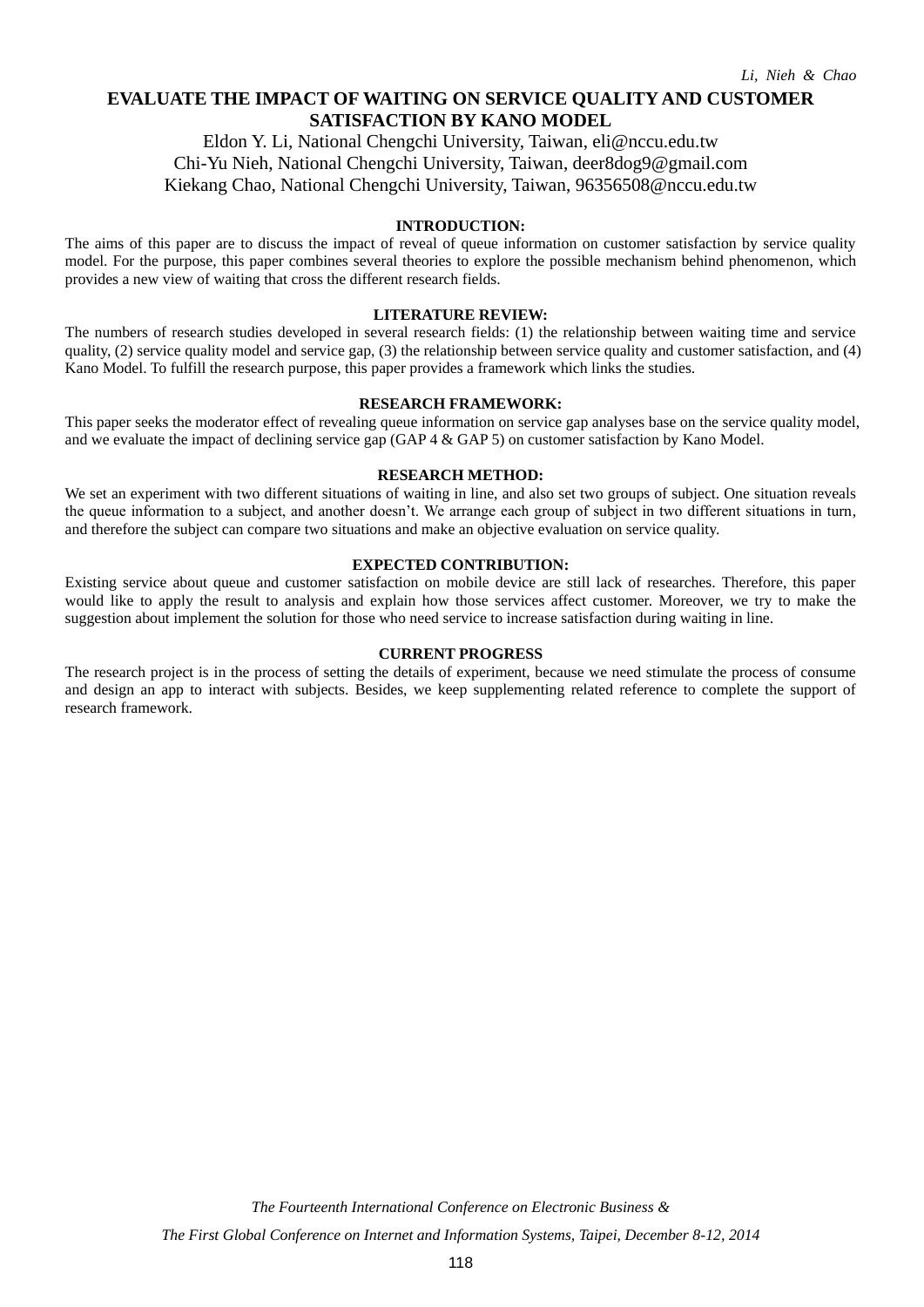# EVALUATE THE IMPACT OF WAITING ON SERVICE QUALITY AND CUSTOMER SATISFACTION BY KANO MODEL

Eldon Y. Li, National Chengchi University, Taiwan, eli@nccu.edu.tw
Chi-Yu Nieh, National Chengchi University, Taiwan, deer8dog9@gmail.com
Kiekang Chao, National Chengchi University, Taiwan, 96356508@nccu.edu.tw

## INTRODUCTION:

The aims of this paper are to discuss the impact of reveal of queue information on customer satisfaction by service quality model. For the purpose, this paper combines several theories to explore the possible mechanism behind phenomenon, which provides a new view of waiting that cross the different research fields.

## LITERATURE REVIEW:

The numbers of research studies developed in several research fields: (1) the relationship between waiting time and service quality, (2) service quality model and service gap, (3) the relationship between service quality and customer satisfaction, and (4) Kano Model. To fulfill the research purpose, this paper provides a framework which links the studies.

## RESEARCH FRAMEWORK:

This paper seeks the moderator effect of revealing queue information on service gap analyses base on the service quality model, and we evaluate the impact of declining service gap (GAP 4 & GAP 5) on customer satisfaction by Kano Model.

## RESEARCH METHOD:

We set an experiment with two different situations of waiting in line, and also set two groups of subject. One situation reveals the queue information to a subject, and another doesn't. We arrange each group of subject in two different situations in turn, and therefore the subject can compare two situations and make an objective evaluation on service quality.

## EXPECTED CONTRIBUTION:

Existing service about queue and customer satisfaction on mobile device are still lack of researches. Therefore, this paper would like to apply the result to analysis and explain how those services affect customer. Moreover, we try to make the suggestion about implement the solution for those who need service to increase satisfaction during waiting in line.

## CURRENT PROGRESS

The research project is in the process of setting the details of experiment, because we need stimulate the process of consume and design an app to interact with subjects. Besides, we keep supplementing related reference to complete the support of research framework.